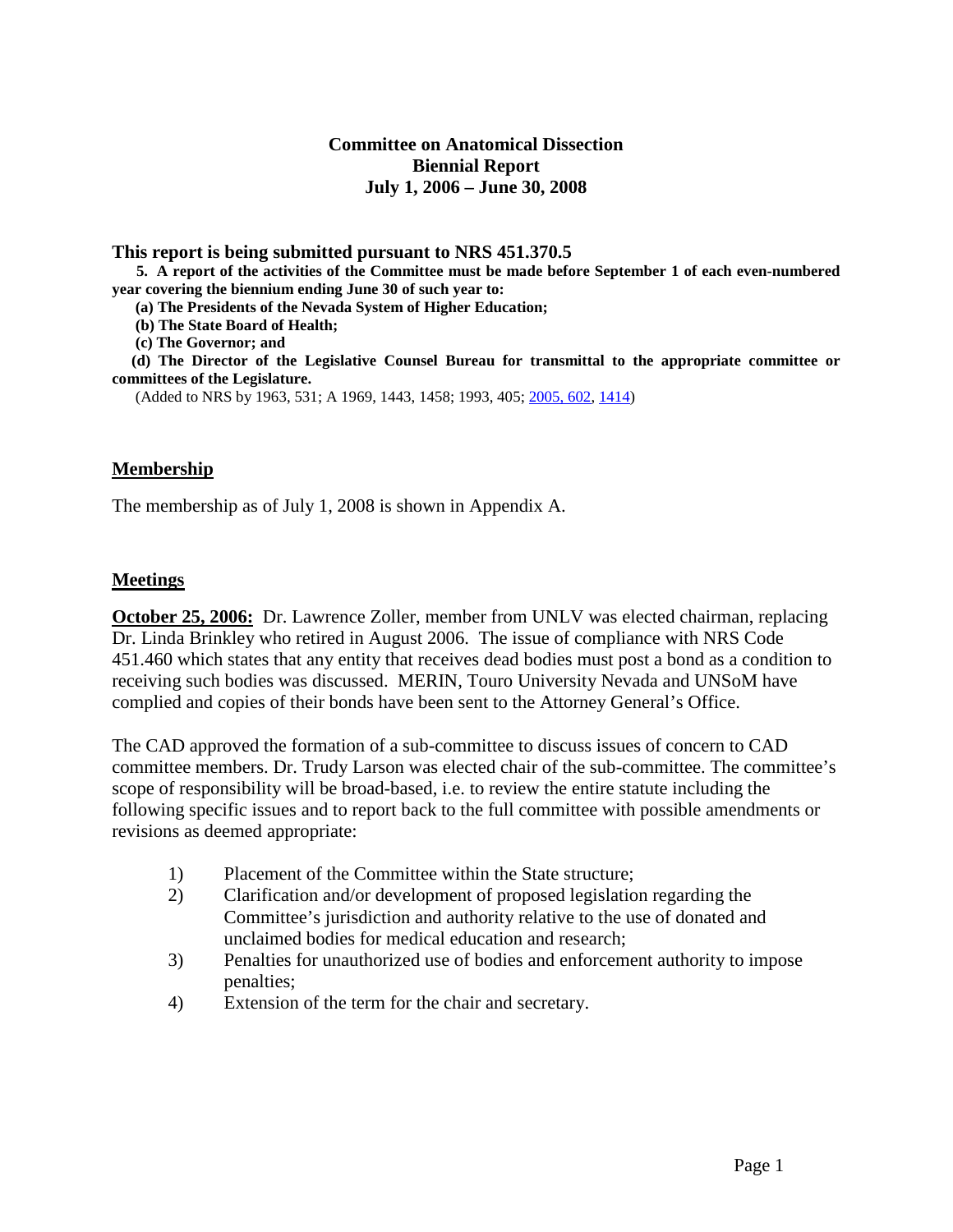# Committee on Anatomical Dissection
## Biennial Report
## July 1, 2006 – June 30, 2008

### This report is being submitted pursuant to NRS 451.370.5

**5. A report of the activities of the Committee must be made before September 1 of each even-numbered year covering the biennium ending June 30 of such year to:**

**(a) The Presidents of the Nevada System of Higher Education;**

**(b) The State Board of Health;**

**(c) The Governor; and**

**(d) The Director of the Legislative Counsel Bureau for transmittal to the appropriate committee or committees of the Legislature.**

(Added to NRS by 1963, 531; A 1969, 1443, 1458; 1993, 405; 2005, 602, 1414)

### Membership

The membership as of July 1, 2008 is shown in Appendix A.

### Meetings

**October 25, 2006:** Dr. Lawrence Zoller, member from UNLV was elected chairman, replacing Dr. Linda Brinkley who retired in August 2006. The issue of compliance with NRS Code 451.460 which states that any entity that receives dead bodies must post a bond as a condition to receiving such bodies was discussed. MERIN, Touro University Nevada and UNSoM have complied and copies of their bonds have been sent to the Attorney General's Office.

The CAD approved the formation of a sub-committee to discuss issues of concern to CAD committee members. Dr. Trudy Larson was elected chair of the sub-committee. The committee's scope of responsibility will be broad-based, i.e. to review the entire statute including the following specific issues and to report back to the full committee with possible amendments or revisions as deemed appropriate:

1) Placement of the Committee within the State structure;
2) Clarification and/or development of proposed legislation regarding the Committee's jurisdiction and authority relative to the use of donated and unclaimed bodies for medical education and research;
3) Penalties for unauthorized use of bodies and enforcement authority to impose penalties;
4) Extension of the term for the chair and secretary.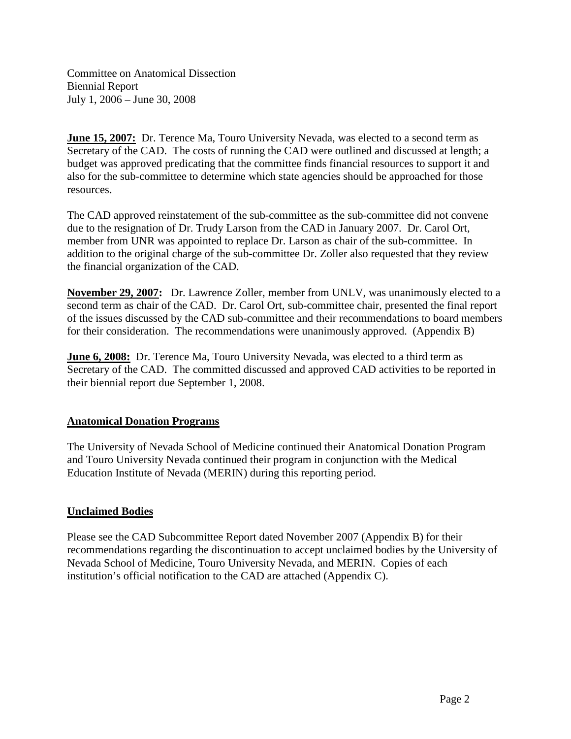Committee on Anatomical Dissection
Biennial Report
July 1, 2006 – June 30, 2008

**June 15, 2007:** Dr. Terence Ma, Touro University Nevada, was elected to a second term as Secretary of the CAD. The costs of running the CAD were outlined and discussed at length; a budget was approved predicating that the committee finds financial resources to support it and also for the sub-committee to determine which state agencies should be approached for those resources.

The CAD approved reinstatement of the sub-committee as the sub-committee did not convene due to the resignation of Dr. Trudy Larson from the CAD in January 2007. Dr. Carol Ort, member from UNR was appointed to replace Dr. Larson as chair of the sub-committee. In addition to the original charge of the sub-committee Dr. Zoller also requested that they review the financial organization of the CAD.

**November 29, 2007:** Dr. Lawrence Zoller, member from UNLV, was unanimously elected to a second term as chair of the CAD. Dr. Carol Ort, sub-committee chair, presented the final report of the issues discussed by the CAD sub-committee and their recommendations to board members for their consideration. The recommendations were unanimously approved. (Appendix B)

**June 6, 2008:** Dr. Terence Ma, Touro University Nevada, was elected to a third term as Secretary of the CAD. The committed discussed and approved CAD activities to be reported in their biennial report due September 1, 2008.

## Anatomical Donation Programs

The University of Nevada School of Medicine continued their Anatomical Donation Program and Touro University Nevada continued their program in conjunction with the Medical Education Institute of Nevada (MERIN) during this reporting period.

## Unclaimed Bodies

Please see the CAD Subcommittee Report dated November 2007 (Appendix B) for their recommendations regarding the discontinuation to accept unclaimed bodies by the University of Nevada School of Medicine, Touro University Nevada, and MERIN. Copies of each institution's official notification to the CAD are attached (Appendix C).